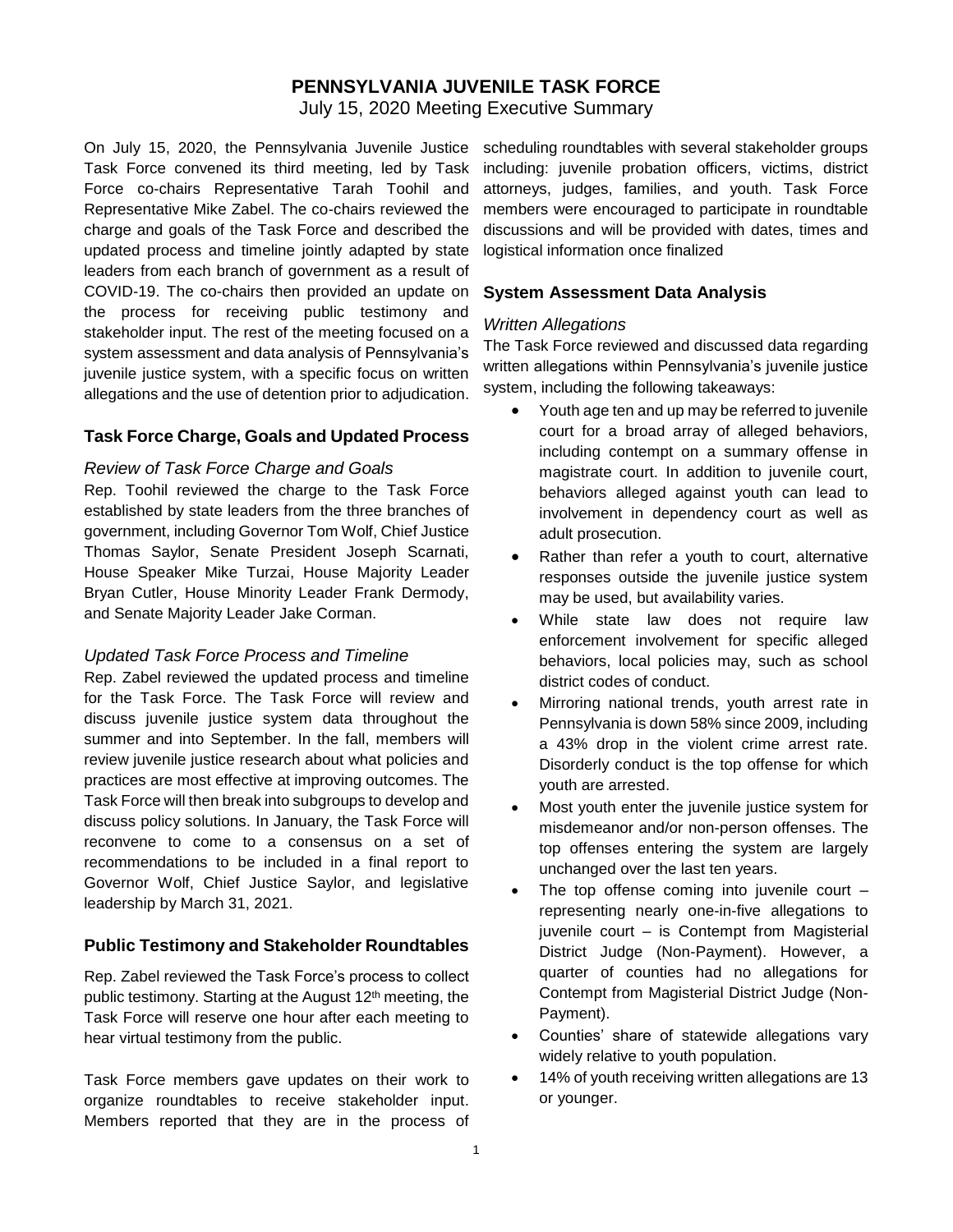# PENNSYLVANIA JUVENILE TASK FORCE

July 15, 2020 Meeting Executive Summary

On July 15, 2020, the Pennsylvania Juvenile Justice Task Force convened its third meeting, led by Task Force co-chairs Representative Tarah Toohil and Representative Mike Zabel. The co-chairs reviewed the charge and goals of the Task Force and described the updated process and timeline jointly adapted by state leaders from each branch of government as a result of COVID-19. The co-chairs then provided an update on the process for receiving public testimony and stakeholder input. The rest of the meeting focused on a system assessment and data analysis of Pennsylvania's juvenile justice system, with a specific focus on written allegations and the use of detention prior to adjudication.

## Task Force Charge, Goals and Updated Process

### *Review of Task Force Charge and Goals*

Rep. Toohil reviewed the charge to the Task Force established by state leaders from the three branches of government, including Governor Tom Wolf, Chief Justice Thomas Saylor, Senate President Joseph Scarnati, House Speaker Mike Turzai, House Majority Leader Bryan Cutler, House Minority Leader Frank Dermody, and Senate Majority Leader Jake Corman.

### *Updated Task Force Process and Timeline*

Rep. Zabel reviewed the updated process and timeline for the Task Force. The Task Force will review and discuss juvenile justice system data throughout the summer and into September. In the fall, members will review juvenile justice research about what policies and practices are most effective at improving outcomes. The Task Force will then break into subgroups to develop and discuss policy solutions. In January, the Task Force will reconvene to come to a consensus on a set of recommendations to be included in a final report to Governor Wolf, Chief Justice Saylor, and legislative leadership by March 31, 2021.

## Public Testimony and Stakeholder Roundtables

Rep. Zabel reviewed the Task Force's process to collect public testimony. Starting at the August 12th meeting, the Task Force will reserve one hour after each meeting to hear virtual testimony from the public.

Task Force members gave updates on their work to organize roundtables to receive stakeholder input. Members reported that they are in the process of scheduling roundtables with several stakeholder groups including: juvenile probation officers, victims, district attorneys, judges, families, and youth. Task Force members were encouraged to participate in roundtable discussions and will be provided with dates, times and logistical information once finalized

## System Assessment Data Analysis

### *Written Allegations*

The Task Force reviewed and discussed data regarding written allegations within Pennsylvania's juvenile justice system, including the following takeaways:

- Youth age ten and up may be referred to juvenile court for a broad array of alleged behaviors, including contempt on a summary offense in magistrate court. In addition to juvenile court, behaviors alleged against youth can lead to involvement in dependency court as well as adult prosecution.
- Rather than refer a youth to court, alternative responses outside the juvenile justice system may be used, but availability varies.
- While state law does not require law enforcement involvement for specific alleged behaviors, local policies may, such as school district codes of conduct.
- Mirroring national trends, youth arrest rate in Pennsylvania is down 58% since 2009, including a 43% drop in the violent crime arrest rate. Disorderly conduct is the top offense for which youth are arrested.
- Most youth enter the juvenile justice system for misdemeanor and/or non-person offenses. The top offenses entering the system are largely unchanged over the last ten years.
- The top offense coming into juvenile court – representing nearly one-in-five allegations to juvenile court – is Contempt from Magisterial District Judge (Non-Payment). However, a quarter of counties had no allegations for Contempt from Magisterial District Judge (Non-Payment).
- Counties' share of statewide allegations vary widely relative to youth population.
- 14% of youth receiving written allegations are 13 or younger.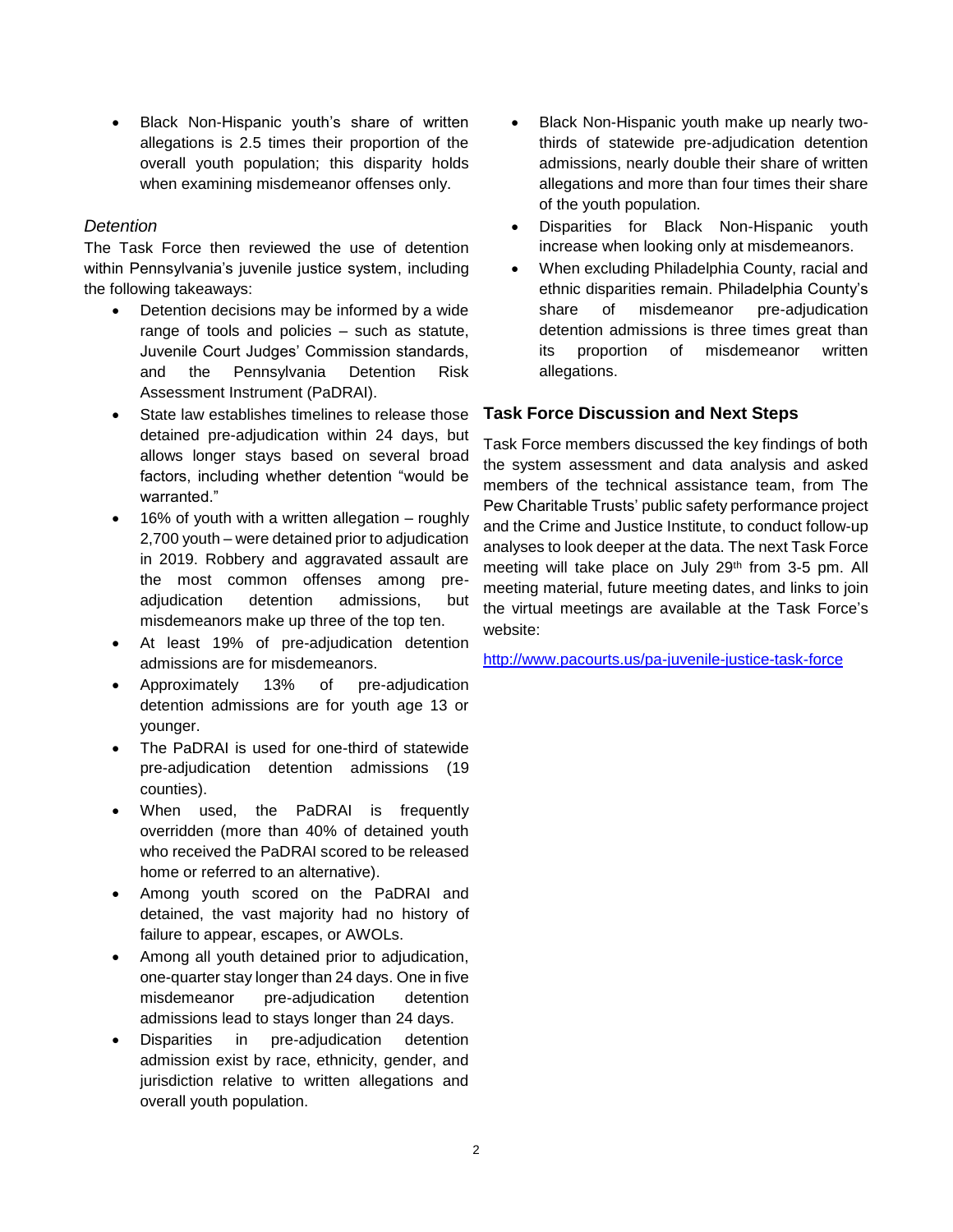- Black Non-Hispanic youth's share of written allegations is 2.5 times their proportion of the overall youth population; this disparity holds when examining misdemeanor offenses only.

*Detention*

The Task Force then reviewed the use of detention within Pennsylvania's juvenile justice system, including the following takeaways:

- Detention decisions may be informed by a wide range of tools and policies – such as statute, Juvenile Court Judges' Commission standards, and the Pennsylvania Detention Risk Assessment Instrument (PaDRAI).
- State law establishes timelines to release those detained pre-adjudication within 24 days, but allows longer stays based on several broad factors, including whether detention "would be warranted."
- 16% of youth with a written allegation – roughly 2,700 youth – were detained prior to adjudication in 2019. Robbery and aggravated assault are the most common offenses among pre-adjudication detention admissions, but misdemeanors make up three of the top ten.
- At least 19% of pre-adjudication detention admissions are for misdemeanors.
- Approximately 13% of pre-adjudication detention admissions are for youth age 13 or younger.
- The PaDRAI is used for one-third of statewide pre-adjudication detention admissions (19 counties).
- When used, the PaDRAI is frequently overridden (more than 40% of detained youth who received the PaDRAI scored to be released home or referred to an alternative).
- Among youth scored on the PaDRAI and detained, the vast majority had no history of failure to appear, escapes, or AWOLs.
- Among all youth detained prior to adjudication, one-quarter stay longer than 24 days. One in five misdemeanor pre-adjudication detention admissions lead to stays longer than 24 days.
- Disparities in pre-adjudication detention admission exist by race, ethnicity, gender, and jurisdiction relative to written allegations and overall youth population.
- Black Non-Hispanic youth make up nearly two-thirds of statewide pre-adjudication detention admissions, nearly double their share of written allegations and more than four times their share of the youth population.
- Disparities for Black Non-Hispanic youth increase when looking only at misdemeanors.
- When excluding Philadelphia County, racial and ethnic disparities remain. Philadelphia County's share of misdemeanor pre-adjudication detention admissions is three times great than its proportion of misdemeanor written allegations.

## Task Force Discussion and Next Steps

Task Force members discussed the key findings of both the system assessment and data analysis and asked members of the technical assistance team, from The Pew Charitable Trusts' public safety performance project and the Crime and Justice Institute, to conduct follow-up analyses to look deeper at the data. The next Task Force meeting will take place on July 29th from 3-5 pm. All meeting material, future meeting dates, and links to join the virtual meetings are available at the Task Force's website:

http://www.pacourts.us/pa-juvenile-justice-task-force